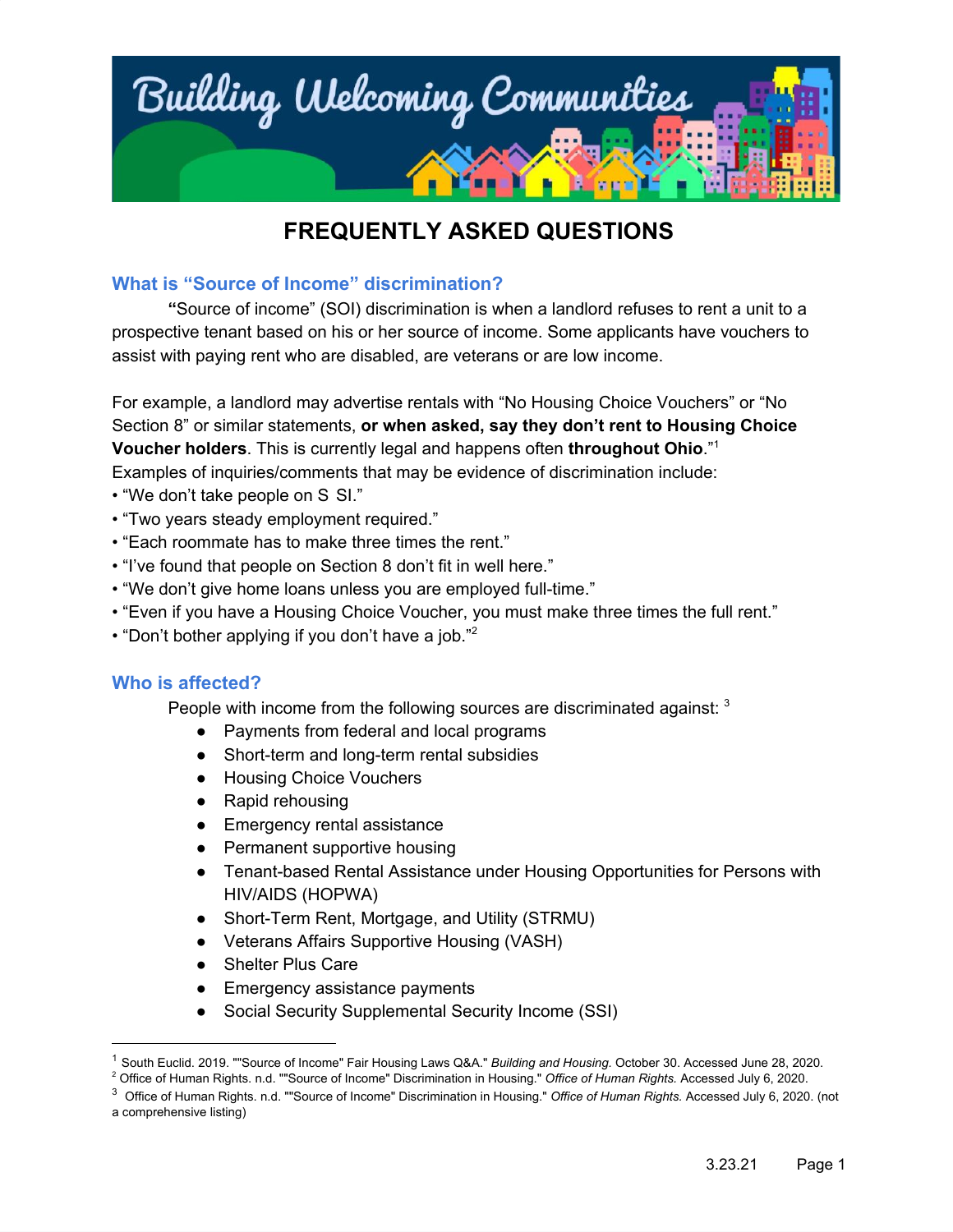# Building Welcoming Communities

## FREQUENTLY ASKED QUESTIONS

### What is "Source of Income" discrimination?

"Source of income" (SOI) discrimination is when a landlord refuses to rent a unit to a prospective tenant based on his or her source of income. Some applicants have vouchers to assist with paying rent who are disabled, are veterans or are low income.

For example, a landlord may advertise rentals with "No Housing Choice Vouchers" or "No Section 8" or similar statements, **or when asked, say they don't rent to Housing Choice Voucher holders**. This is currently legal and happens often **throughout Ohio**."[1]

Examples of inquiries/comments that may be evidence of discrimination include:

- "We don't take people on S SI."
- "Two years steady employment required."
- "Each roommate has to make three times the rent."
- "I've found that people on Section 8 don't fit in well here."
- "We don't give home loans unless you are employed full-time."
- "Even if you have a Housing Choice Voucher, you must make three times the full rent."
- "Don't bother applying if you don't have a job."[2]

### Who is affected?

People with income from the following sources are discriminated against: [3]

- Payments from federal and local programs
- Short-term and long-term rental subsidies
- Housing Choice Vouchers
- Rapid rehousing
- Emergency rental assistance
- Permanent supportive housing
- Tenant-based Rental Assistance under Housing Opportunities for Persons with HIV/AIDS (HOPWA)
- Short-Term Rent, Mortgage, and Utility (STRMU)
- Veterans Affairs Supportive Housing (VASH)
- Shelter Plus Care
- Emergency assistance payments
- Social Security Supplemental Security Income (SSI)

---

[1] South Euclid. 2019. ""Source of Income" Fair Housing Laws Q&A." *Building and Housing.* October 30. Accessed June 28, 2020.

[2] Office of Human Rights. n.d. ""Source of Income" Discrimination in Housing." *Office of Human Rights.* Accessed July 6, 2020.

[3] Office of Human Rights. n.d. ""Source of Income" Discrimination in Housing." *Office of Human Rights.* Accessed July 6, 2020. (not a comprehensive listing)

3.23.21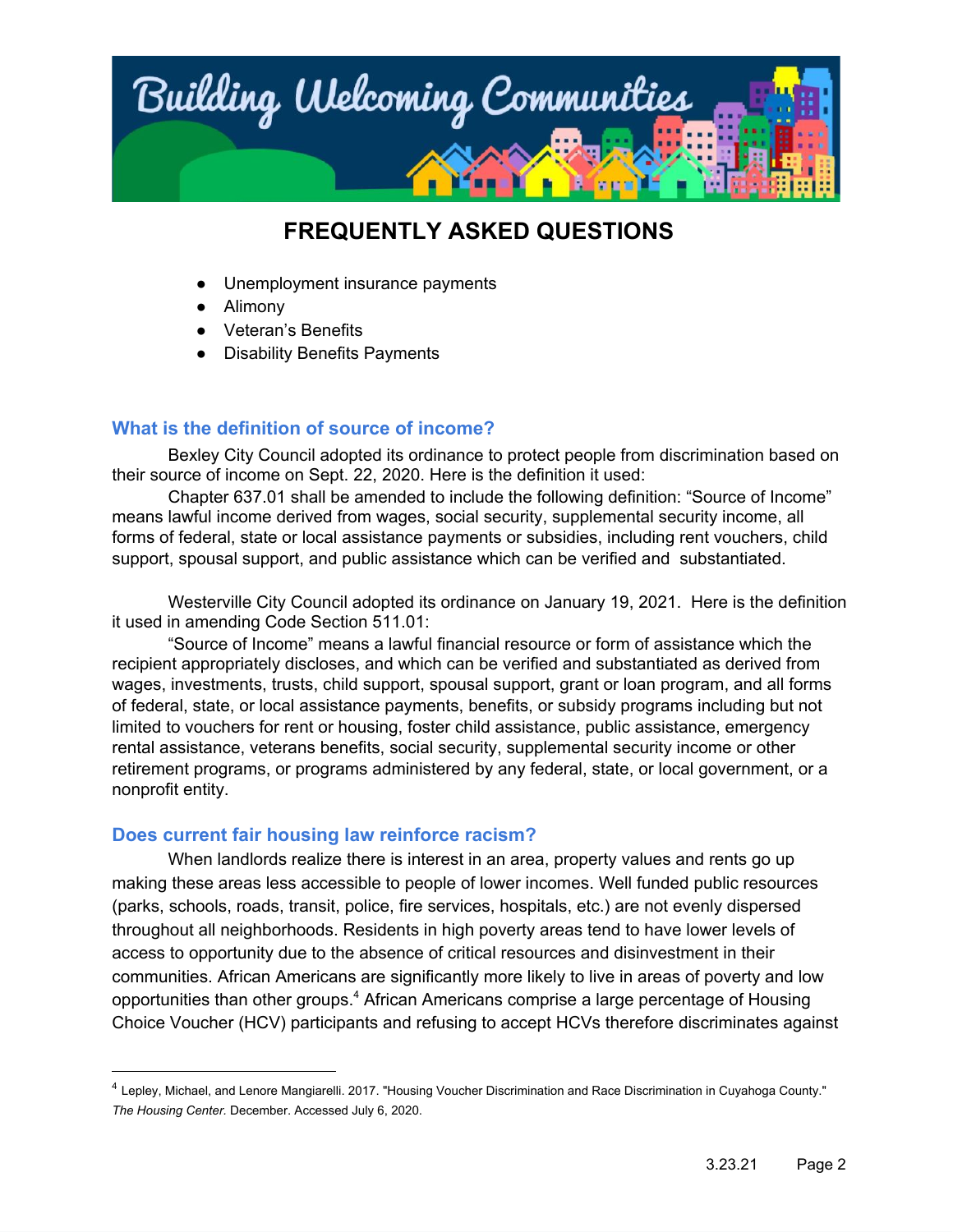- Unemployment insurance payments
- Alimony
- Veteran's Benefits
- Disability Benefits Payments

### What is the definition of source of income?

Bexley City Council adopted its ordinance to protect people from discrimination based on their source of income on Sept. 22, 2020. Here is the definition it used:

Chapter 637.01 shall be amended to include the following definition: "Source of Income" means lawful income derived from wages, social security, supplemental security income, all forms of federal, state or local assistance payments or subsidies, including rent vouchers, child support, spousal support, and public assistance which can be verified and substantiated.

Westerville City Council adopted its ordinance on January 19, 2021. Here is the definition it used in amending Code Section 511.01:

"Source of Income" means a lawful financial resource or form of assistance which the recipient appropriately discloses, and which can be verified and substantiated as derived from wages, investments, trusts, child support, spousal support, grant or loan program, and all forms of federal, state, or local assistance payments, benefits, or subsidy programs including but not limited to vouchers for rent or housing, foster child assistance, public assistance, emergency rental assistance, veterans benefits, social security, supplemental security income or other retirement programs, or programs administered by any federal, state, or local government, or a nonprofit entity.

### Does current fair housing law reinforce racism?

When landlords realize there is interest in an area, property values and rents go up making these areas less accessible to people of lower incomes. Well funded public resources (parks, schools, roads, transit, police, fire services, hospitals, etc.) are not evenly dispersed throughout all neighborhoods. Residents in high poverty areas tend to have lower levels of access to opportunity due to the absence of critical resources and disinvestment in their communities. African Americans are significantly more likely to live in areas of poverty and low opportunities than other groups.[4] African Americans comprise a large percentage of Housing Choice Voucher (HCV) participants and refusing to accept HCVs therefore discriminates against

[4] Lepley, Michael, and Lenore Mangiarelli. 2017. "Housing Voucher Discrimination and Race Discrimination in Cuyahoga County." *The Housing Center.* December. Accessed July 6, 2020.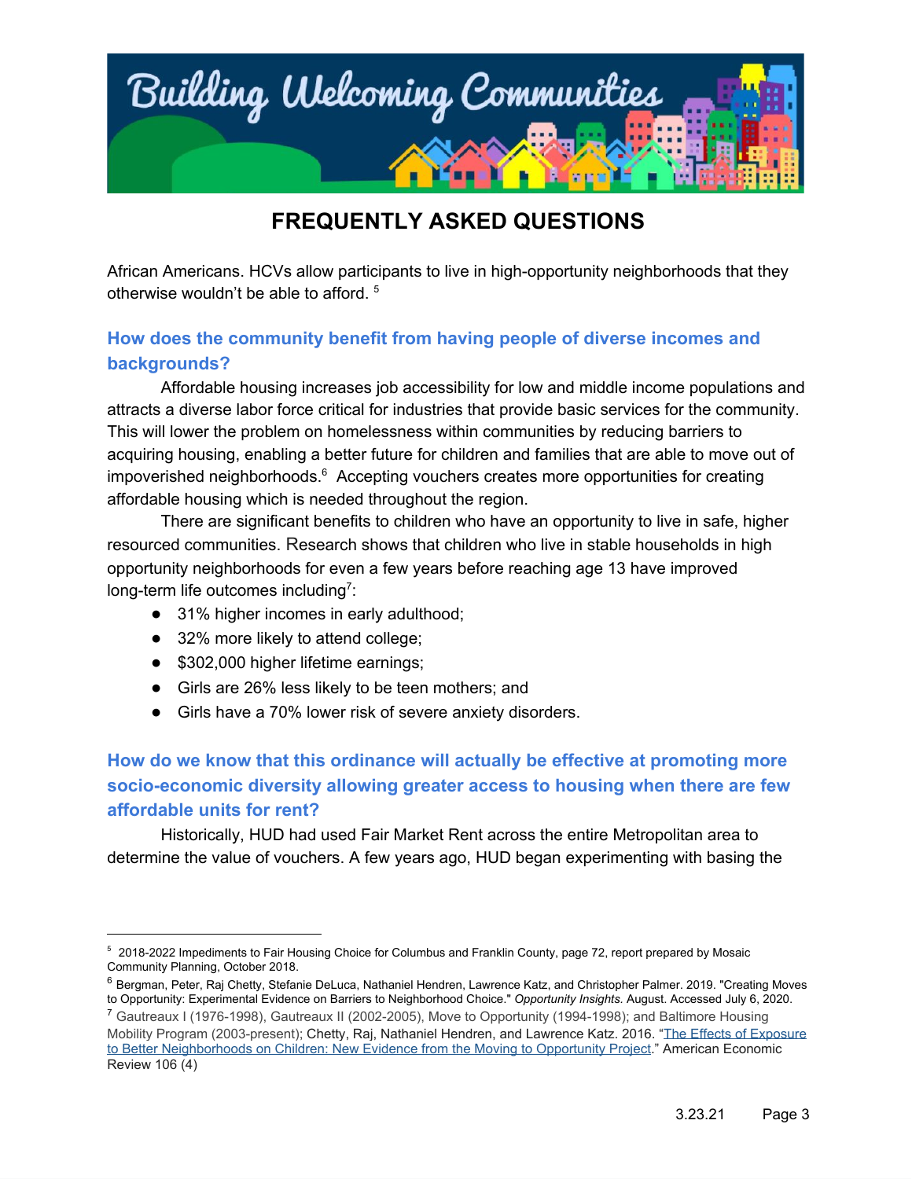African Americans. HCVs allow participants to live in high-opportunity neighborhoods that they otherwise wouldn't be able to afford. [5]

## How does the community benefit from having people of diverse incomes and backgrounds?

Affordable housing increases job accessibility for low and middle income populations and attracts a diverse labor force critical for industries that provide basic services for the community. This will lower the problem on homelessness within communities by reducing barriers to acquiring housing, enabling a better future for children and families that are able to move out of impoverished neighborhoods.[6] Accepting vouchers creates more opportunities for creating affordable housing which is needed throughout the region.

There are significant benefits to children who have an opportunity to live in safe, higher resourced communities. Research shows that children who live in stable households in high opportunity neighborhoods for even a few years before reaching age 13 have improved long-term life outcomes including[7]:

- 31% higher incomes in early adulthood;
- 32% more likely to attend college;
- $302,000 higher lifetime earnings;
- Girls are 26% less likely to be teen mothers; and
- Girls have a 70% lower risk of severe anxiety disorders.

## How do we know that this ordinance will actually be effective at promoting more socio-economic diversity allowing greater access to housing when there are few affordable units for rent?

Historically, HUD had used Fair Market Rent across the entire Metropolitan area to determine the value of vouchers. A few years ago, HUD began experimenting with basing the

---

[5] 2018-2022 Impediments to Fair Housing Choice for Columbus and Franklin County, page 72, report prepared by Mosaic Community Planning, October 2018.

[6] Bergman, Peter, Raj Chetty, Stefanie DeLuca, Nathaniel Hendren, Lawrence Katz, and Christopher Palmer. 2019. "Creating Moves to Opportunity: Experimental Evidence on Barriers to Neighborhood Choice." *Opportunity Insights.* August. Accessed July 6, 2020.

[7] Gautreaux I (1976-1998), Gautreaux II (2002-2005), Move to Opportunity (1994-1998); and Baltimore Housing Mobility Program (2003-present); Chetty, Raj, Nathaniel Hendren, and Lawrence Katz. 2016. "The Effects of Exposure to Better Neighborhoods on Children: New Evidence from the Moving to Opportunity Project." American Economic Review 106 (4)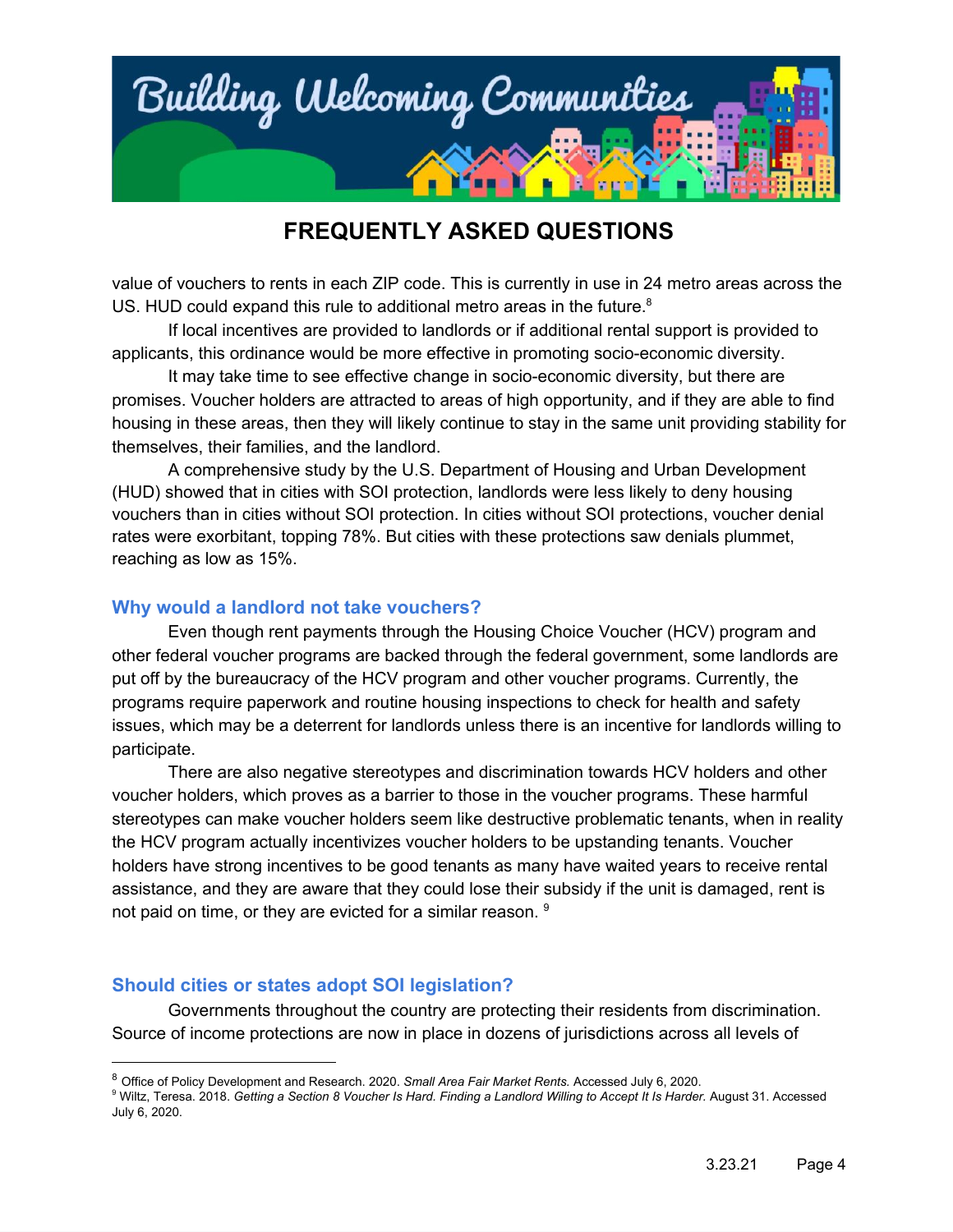value of vouchers to rents in each ZIP code. This is currently in use in 24 metro areas across the US. HUD could expand this rule to additional metro areas in the future.[8]

If local incentives are provided to landlords or if additional rental support is provided to applicants, this ordinance would be more effective in promoting socio-economic diversity.

It may take time to see effective change in socio-economic diversity, but there are promises. Voucher holders are attracted to areas of high opportunity, and if they are able to find housing in these areas, then they will likely continue to stay in the same unit providing stability for themselves, their families, and the landlord.

A comprehensive study by the U.S. Department of Housing and Urban Development (HUD) showed that in cities with SOI protection, landlords were less likely to deny housing vouchers than in cities without SOI protection. In cities without SOI protections, voucher denial rates were exorbitant, topping 78%. But cities with these protections saw denials plummet, reaching as low as 15%.

## Why would a landlord not take vouchers?

Even though rent payments through the Housing Choice Voucher (HCV) program and other federal voucher programs are backed through the federal government, some landlords are put off by the bureaucracy of the HCV program and other voucher programs. Currently, the programs require paperwork and routine housing inspections to check for health and safety issues, which may be a deterrent for landlords unless there is an incentive for landlords willing to participate.

There are also negative stereotypes and discrimination towards HCV holders and other voucher holders, which proves as a barrier to those in the voucher programs. These harmful stereotypes can make voucher holders seem like destructive problematic tenants, when in reality the HCV program actually incentivizes voucher holders to be upstanding tenants. Voucher holders have strong incentives to be good tenants as many have waited years to receive rental assistance, and they are aware that they could lose their subsidy if the unit is damaged, rent is not paid on time, or they are evicted for a similar reason.[9]

## Should cities or states adopt SOI legislation?

Governments throughout the country are protecting their residents from discrimination. Source of income protections are now in place in dozens of jurisdictions across all levels of

---

[8] Office of Policy Development and Research. 2020. *Small Area Fair Market Rents.* Accessed July 6, 2020.

[9] Wiltz, Teresa. 2018. *Getting a Section 8 Voucher Is Hard. Finding a Landlord Willing to Accept It Is Harder.* August 31. Accessed July 6, 2020.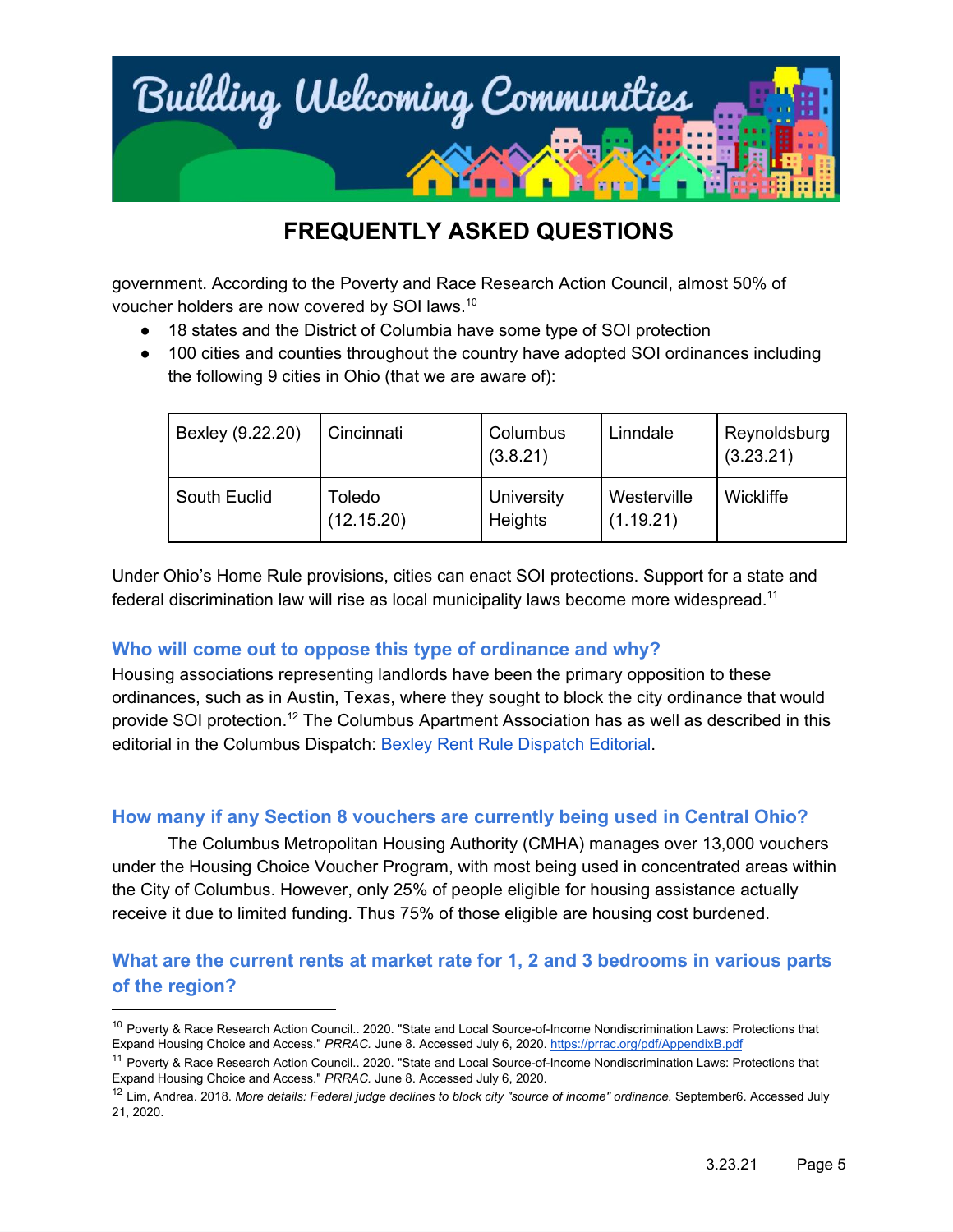government. According to the Poverty and Race Research Action Council, almost 50% of voucher holders are now covered by SOI laws.[10]

- 18 states and the District of Columbia have some type of SOI protection
- 100 cities and counties throughout the country have adopted SOI ordinances including the following 9 cities in Ohio (that we are aware of):

| | | | | |
|---|---|---|---|---|
| Bexley (9.22.20) | Cincinnati | Columbus (3.8.21) | Linndale | Reynoldsburg (3.23.21) |
| South Euclid | Toledo (12.15.20) | University Heights | Westerville (1.19.21) | Wickliffe |

Under Ohio's Home Rule provisions, cities can enact SOI protections. Support for a state and federal discrimination law will rise as local municipality laws become more widespread.[11]

### Who will come out to oppose this type of ordinance and why?

Housing associations representing landlords have been the primary opposition to these ordinances, such as in Austin, Texas, where they sought to block the city ordinance that would provide SOI protection.[12] The Columbus Apartment Association has as well as described in this editorial in the Columbus Dispatch: [Bexley Rent Rule Dispatch Editorial](Bexley Rent Rule Dispatch Editorial).

### How many if any Section 8 vouchers are currently being used in Central Ohio?

The Columbus Metropolitan Housing Authority (CMHA) manages over 13,000 vouchers under the Housing Choice Voucher Program, with most being used in concentrated areas within the City of Columbus. However, only 25% of people eligible for housing assistance actually receive it due to limited funding. Thus 75% of those eligible are housing cost burdened.

### What are the current rents at market rate for 1, 2 and 3 bedrooms in various parts of the region?

---

[10] Poverty & Race Research Action Council.. 2020. "State and Local Source-of-Income Nondiscrimination Laws: Protections that Expand Housing Choice and Access." *PRRAC.* June 8. Accessed July 6, 2020. https://prrac.org/pdf/AppendixB.pdf

[11] Poverty & Race Research Action Council.. 2020. "State and Local Source-of-Income Nondiscrimination Laws: Protections that Expand Housing Choice and Access." *PRRAC.* June 8. Accessed July 6, 2020.

[12] Lim, Andrea. 2018. *More details: Federal judge declines to block city "source of income" ordinance.* September6. Accessed July 21, 2020.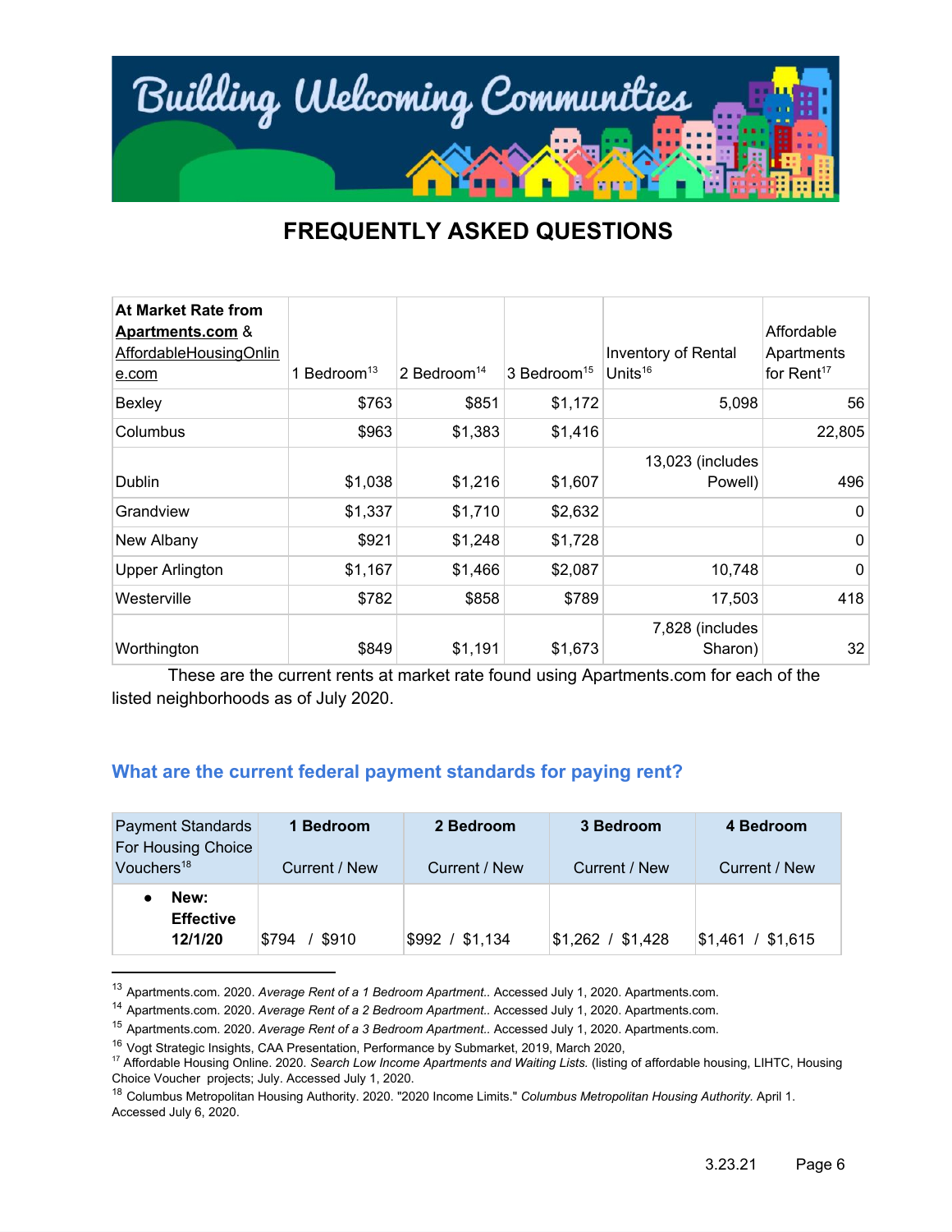# Building Welcoming Communities

## FREQUENTLY ASKED QUESTIONS

| At Market Rate from Apartments.com & AffordableHousingOnline.com | 1 Bedroom[13] | 2 Bedroom[14] | 3 Bedroom[15] | Inventory of Rental Units[16] | Affordable Apartments for Rent[17] |
|---|---|---|---|---|---|
| Bexley | $763 | $851 | $1,172 | 5,098 | 56 |
| Columbus | $963 | $1,383 | $1,416 | | 22,805 |
| Dublin | $1,038 | $1,216 | $1,607 | 13,023 (includes Powell) | 496 |
| Grandview | $1,337 | $1,710 | $2,632 | | 0 |
| New Albany | $921 | $1,248 | $1,728 | | 0 |
| Upper Arlington | $1,167 | $1,466 | $2,087 | 10,748 | 0 |
| Westerville | $782 | $858 | $789 | 17,503 | 418 |
| Worthington | $849 | $1,191 | $1,673 | 7,828 (includes Sharon) | 32 |

These are the current rents at market rate found using Apartments.com for each of the listed neighborhoods as of July 2020.

### What are the current federal payment standards for paying rent?

| Payment Standards For Housing Choice Vouchers[18] | 1 Bedroom Current / New | 2 Bedroom Current / New | 3 Bedroom Current / New | 4 Bedroom Current / New |
|---|---|---|---|---|
| • **New: Effective 12/1/20** | $794 / $910 | $992 / $1,134 | $1,262 / $1,428 | $1,461 / $1,615 |

[13] Apartments.com. 2020. *Average Rent of a 1 Bedroom Apartment.*. Accessed July 1, 2020. Apartments.com.
[14] Apartments.com. 2020. *Average Rent of a 2 Bedroom Apartment.*. Accessed July 1, 2020. Apartments.com.
[15] Apartments.com. 2020. *Average Rent of a 3 Bedroom Apartment.*. Accessed July 1, 2020. Apartments.com.
[16] Vogt Strategic Insights, CAA Presentation, Performance by Submarket, 2019, March 2020,
[17] Affordable Housing Online. 2020. *Search Low Income Apartments and Waiting Lists.* (listing of affordable housing, LIHTC, Housing Choice Voucher projects; July. Accessed July 1, 2020.
[18] Columbus Metropolitan Housing Authority. 2020. "2020 Income Limits." *Columbus Metropolitan Housing Authority.* April 1. Accessed July 6, 2020.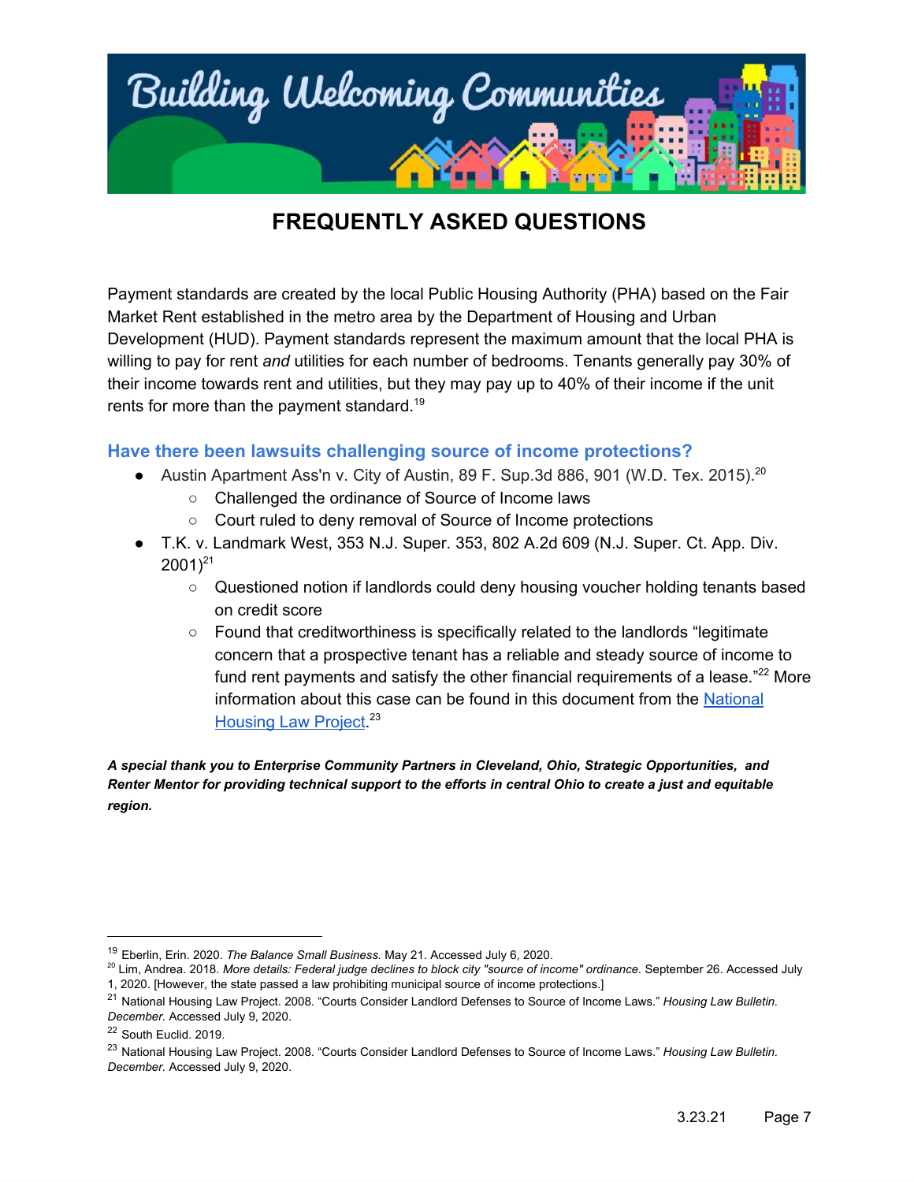# FREQUENTLY ASKED QUESTIONS

Payment standards are created by the local Public Housing Authority (PHA) based on the Fair Market Rent established in the metro area by the Department of Housing and Urban Development (HUD). Payment standards represent the maximum amount that the local PHA is willing to pay for rent *and* utilities for each number of bedrooms. Tenants generally pay 30% of their income towards rent and utilities, but they may pay up to 40% of their income if the unit rents for more than the payment standard.[19]

## Have there been lawsuits challenging source of income protections?

- Austin Apartment Ass'n v. City of Austin, 89 F. Sup.3d 886, 901 (W.D. Tex. 2015).[20]
  - Challenged the ordinance of Source of Income laws
  - Court ruled to deny removal of Source of Income protections
- T.K. v. Landmark West, 353 N.J. Super. 353, 802 A.2d 609 (N.J. Super. Ct. App. Div. 2001)[21]
  - Questioned notion if landlords could deny housing voucher holding tenants based on credit score
  - Found that creditworthiness is specifically related to the landlords "legitimate concern that a prospective tenant has a reliable and steady source of income to fund rent payments and satisfy the other financial requirements of a lease."[22] More information about this case can be found in this document from the [National Housing Law Project](#).[23]

***A special thank you to Enterprise Community Partners in Cleveland, Ohio, Strategic Opportunities, and Renter Mentor for providing technical support to the efforts in central Ohio to create a just and equitable region.***

---

[19] Eberlin, Erin. 2020. *The Balance Small Business.* May 21. Accessed July 6, 2020.

[20] Lim, Andrea. 2018. *More details: Federal judge declines to block city "source of income" ordinance.* September 26. Accessed July 1, 2020. [However, the state passed a law prohibiting municipal source of income protections.]

[21] National Housing Law Project. 2008. "Courts Consider Landlord Defenses to Source of Income Laws." *Housing Law Bulletin. December.* Accessed July 9, 2020.

[22] South Euclid. 2019.

[23] National Housing Law Project. 2008. "Courts Consider Landlord Defenses to Source of Income Laws." *Housing Law Bulletin. December.* Accessed July 9, 2020.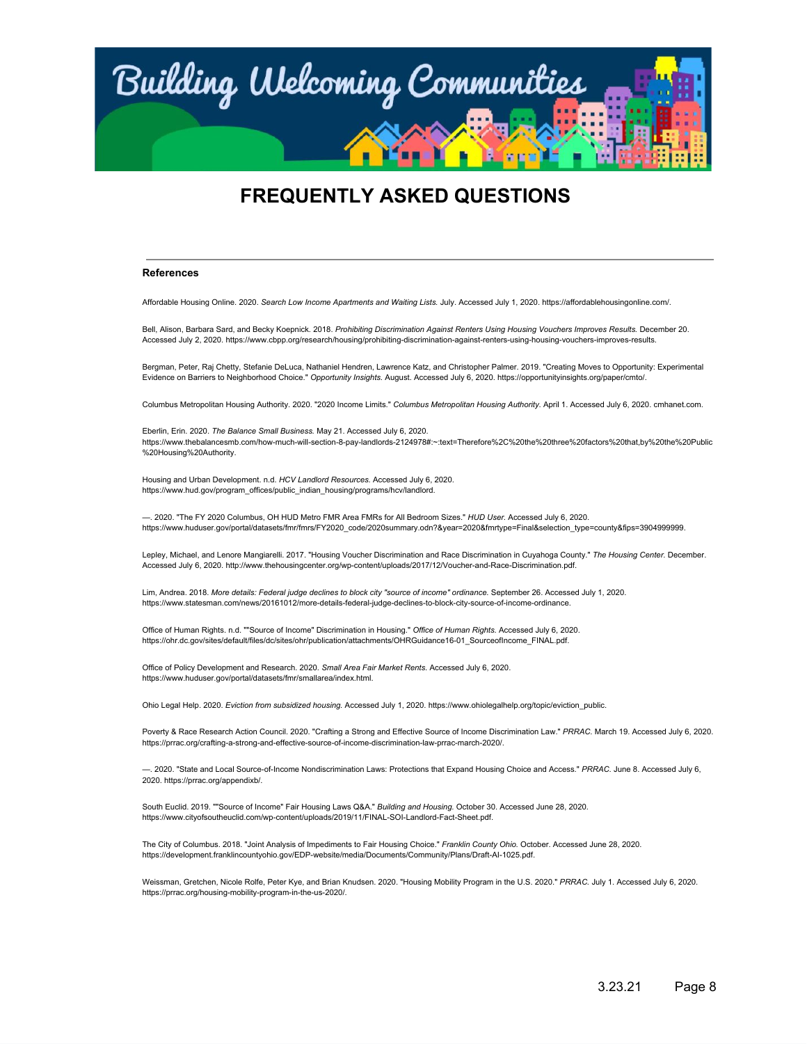# FREQUENTLY ASKED QUESTIONS

---

**References**

Affordable Housing Online. 2020. *Search Low Income Apartments and Waiting Lists.* July. Accessed July 1, 2020. https://affordablehousingonline.com/.

Bell, Alison, Barbara Sard, and Becky Koepnick. 2018. *Prohibiting Discrimination Against Renters Using Housing Vouchers Improves Results.* December 20. Accessed July 2, 2020. https://www.cbpp.org/research/housing/prohibiting-discrimination-against-renters-using-housing-vouchers-improves-results.

Bergman, Peter, Raj Chetty, Stefanie DeLuca, Nathaniel Hendren, Lawrence Katz, and Christopher Palmer. 2019. "Creating Moves to Opportunity: Experimental Evidence on Barriers to Neighborhood Choice." *Opportunity Insights.* August. Accessed July 6, 2020. https://opportunityinsights.org/paper/cmto/.

Columbus Metropolitan Housing Authority. 2020. "2020 Income Limits." *Columbus Metropolitan Housing Authority.* April 1. Accessed July 6, 2020. cmhanet.com.

Eberlin, Erin. 2020. *The Balance Small Business.* May 21. Accessed July 6, 2020. https://www.thebalancesmb.com/how-much-will-section-8-pay-landlords-2124978#:~:text=Therefore%2C%20the%20three%20factors%20that,by%20the%20Public%20Housing%20Authority.

Housing and Urban Development. n.d. *HCV Landlord Resources.* Accessed July 6, 2020. https://www.hud.gov/program_offices/public_indian_housing/programs/hcv/landlord.

—. 2020. "The FY 2020 Columbus, OH HUD Metro FMR Area FMRs for All Bedroom Sizes." *HUD User.* Accessed July 6, 2020. https://www.huduser.gov/portal/datasets/fmr/fmrs/FY2020_code/2020summary.odn?&year=2020&fmrtype=Final&selection_type=county&fips=3904999999.

Lepley, Michael, and Lenore Mangiarelli. 2017. "Housing Voucher Discrimination and Race Discrimination in Cuyahoga County." *The Housing Center.* December. Accessed July 6, 2020. http://www.thehousingcenter.org/wp-content/uploads/2017/12/Voucher-and-Race-Discrimination.pdf.

Lim, Andrea. 2018. *More details: Federal judge declines to block city "source of income" ordinance.* September 26. Accessed July 1, 2020. https://www.statesman.com/news/20161012/more-details-federal-judge-declines-to-block-city-source-of-income-ordinance.

Office of Human Rights. n.d. ""Source of Income" Discrimination in Housing." *Office of Human Rights.* Accessed July 6, 2020. https://ohr.dc.gov/sites/default/files/dc/sites/ohr/publication/attachments/OHRGuidance16-01_SourceofIncome_FINAL.pdf.

Office of Policy Development and Research. 2020. *Small Area Fair Market Rents.* Accessed July 6, 2020. https://www.huduser.gov/portal/datasets/fmr/smallarea/index.html.

Ohio Legal Help. 2020. *Eviction from subsidized housing.* Accessed July 1, 2020. https://www.ohiolegalhelp.org/topic/eviction_public.

Poverty & Race Research Action Council. 2020. "Crafting a Strong and Effective Source of Income Discrimination Law." *PRRAC.* March 19. Accessed July 6, 2020. https://prrac.org/crafting-a-strong-and-effective-source-of-income-discrimination-law-prrac-march-2020/.

—. 2020. "State and Local Source-of-Income Nondiscrimination Laws: Protections that Expand Housing Choice and Access." *PRRAC.* June 8. Accessed July 6, 2020. https://prrac.org/appendixb/.

South Euclid. 2019. ""Source of Income" Fair Housing Laws Q&A." *Building and Housing.* October 30. Accessed June 28, 2020. https://www.cityofsoutheuclid.com/wp-content/uploads/2019/11/FINAL-SOI-Landlord-Fact-Sheet.pdf.

The City of Columbus. 2018. "Joint Analysis of Impediments to Fair Housing Choice." *Franklin County Ohio.* October. Accessed June 28, 2020. https://development.franklincountyohio.gov/EDP-website/media/Documents/Community/Plans/Draft-AI-1025.pdf.

Weissman, Gretchen, Nicole Rolfe, Peter Kye, and Brian Knudsen. 2020. "Housing Mobility Program in the U.S. 2020." *PRRAC.* July 1. Accessed July 6, 2020. https://prrac.org/housing-mobility-program-in-the-us-2020/.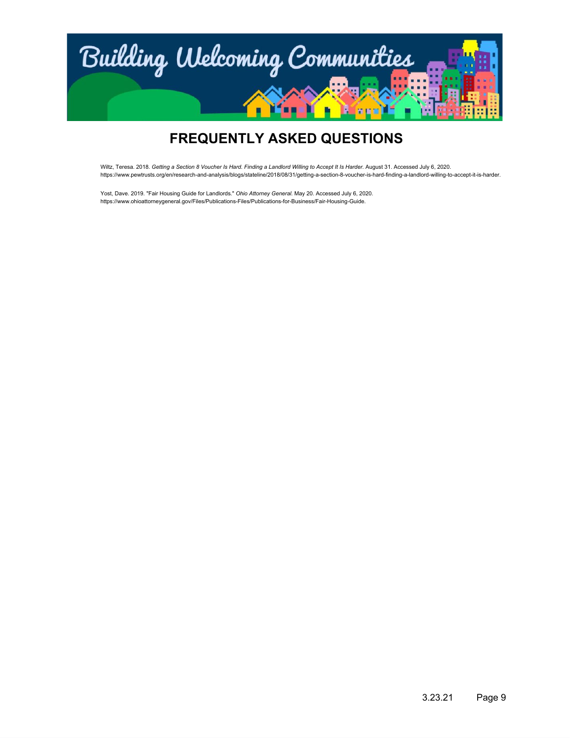# FREQUENTLY ASKED QUESTIONS

Wiltz, Teresa. 2018. *Getting a Section 8 Voucher Is Hard. Finding a Landlord Willing to Accept It Is Harder.* August 31. Accessed July 6, 2020. https://www.pewtrusts.org/en/research-and-analysis/blogs/stateline/2018/08/31/getting-a-section-8-voucher-is-hard-finding-a-landlord-willing-to-accept-it-is-harder.

Yost, Dave. 2019. "Fair Housing Guide for Landlords." *Ohio Attorney General.* May 20. Accessed July 6, 2020. https://www.ohioattorneygeneral.gov/Files/Publications-Files/Publications-for-Business/Fair-Housing-Guide.